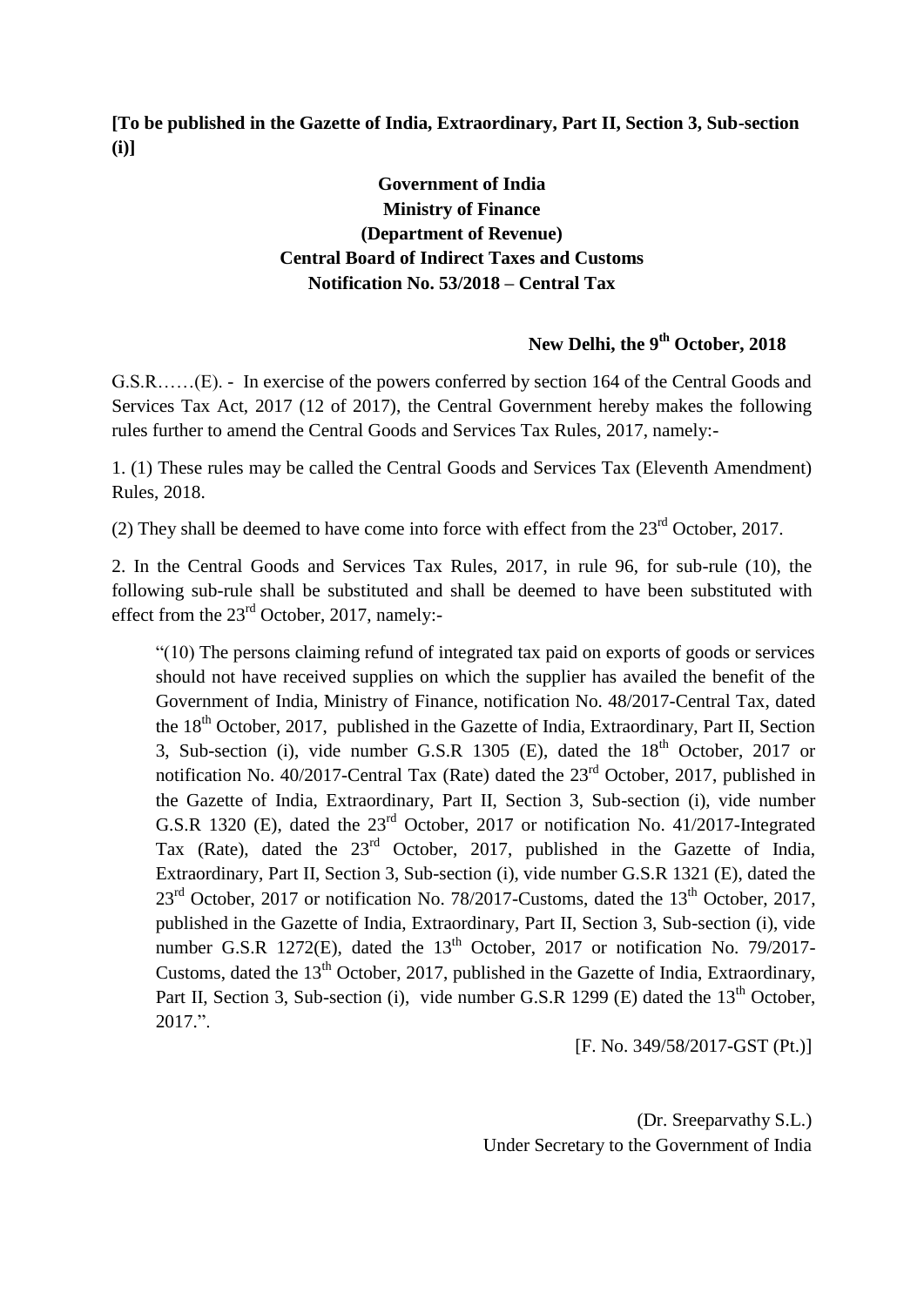**[To be published in the Gazette of India, Extraordinary, Part II, Section 3, Sub-section (i)]**

**Government of India**
**Ministry of Finance**
**(Department of Revenue)**
**Central Board of Indirect Taxes and Customs**
**Notification No. 53/2018 – Central Tax**

**New Delhi, the 9th October, 2018**

G.S.R……(E). - In exercise of the powers conferred by section 164 of the Central Goods and Services Tax Act, 2017 (12 of 2017), the Central Government hereby makes the following rules further to amend the Central Goods and Services Tax Rules, 2017, namely:-

1. (1) These rules may be called the Central Goods and Services Tax (Eleventh Amendment) Rules, 2018.

(2) They shall be deemed to have come into force with effect from the 23rd October, 2017.

2. In the Central Goods and Services Tax Rules, 2017, in rule 96, for sub-rule (10), the following sub-rule shall be substituted and shall be deemed to have been substituted with effect from the 23rd October, 2017, namely:-

> "(10) The persons claiming refund of integrated tax paid on exports of goods or services should not have received supplies on which the supplier has availed the benefit of the Government of India, Ministry of Finance, notification No. 48/2017-Central Tax, dated the 18th October, 2017, published in the Gazette of India, Extraordinary, Part II, Section 3, Sub-section (i), vide number G.S.R 1305 (E), dated the 18th October, 2017 or notification No. 40/2017-Central Tax (Rate) dated the 23rd October, 2017, published in the Gazette of India, Extraordinary, Part II, Section 3, Sub-section (i), vide number G.S.R 1320 (E), dated the 23rd October, 2017 or notification No. 41/2017-Integrated Tax (Rate), dated the 23rd October, 2017, published in the Gazette of India, Extraordinary, Part II, Section 3, Sub-section (i), vide number G.S.R 1321 (E), dated the 23rd October, 2017 or notification No. 78/2017-Customs, dated the 13th October, 2017, published in the Gazette of India, Extraordinary, Part II, Section 3, Sub-section (i), vide number G.S.R 1272(E), dated the 13th October, 2017 or notification No. 79/2017-Customs, dated the 13th October, 2017, published in the Gazette of India, Extraordinary, Part II, Section 3, Sub-section (i), vide number G.S.R 1299 (E) dated the 13th October, 2017.".

[F. No. 349/58/2017-GST (Pt.)]

(Dr. Sreeparvathy S.L.)
Under Secretary to the Government of India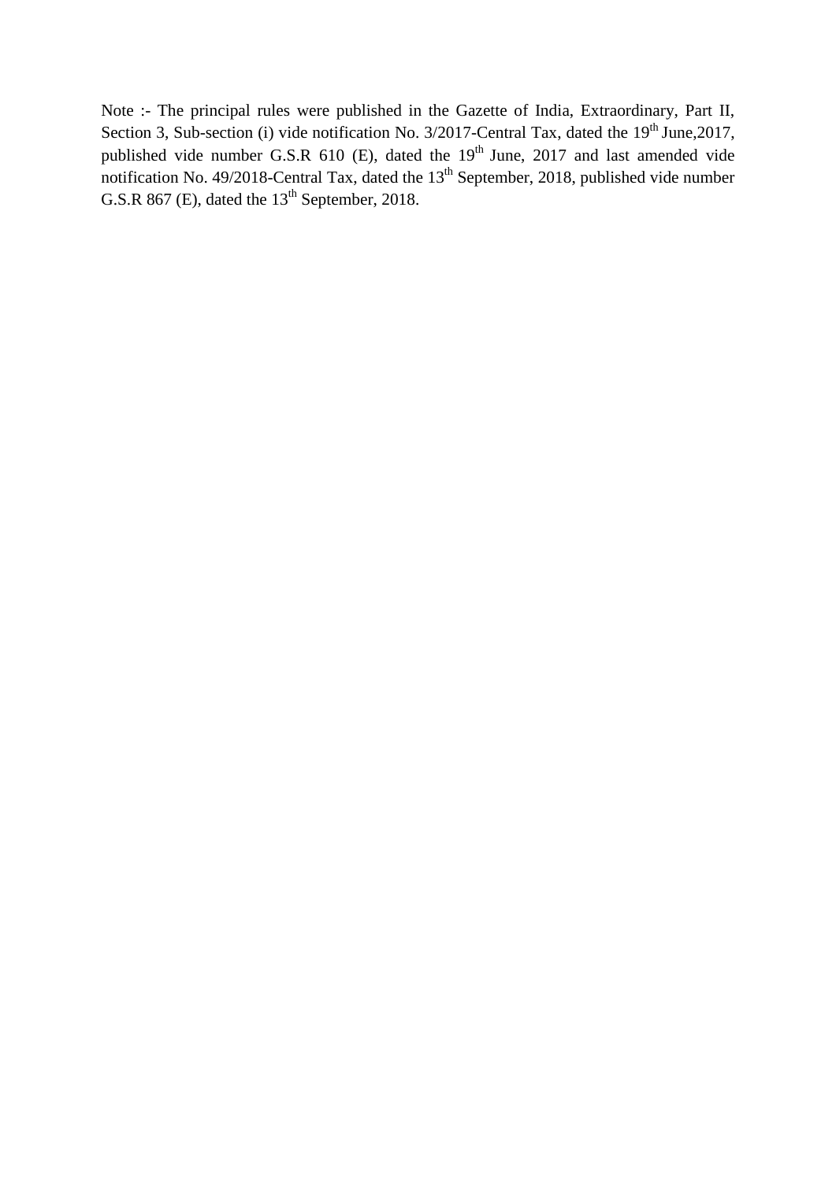Note :- The principal rules were published in the Gazette of India, Extraordinary, Part II, Section 3, Sub-section (i) vide notification No. 3/2017-Central Tax, dated the 19th June,2017, published vide number G.S.R 610 (E), dated the 19th June, 2017 and last amended vide notification No. 49/2018-Central Tax, dated the 13th September, 2018, published vide number G.S.R 867 (E), dated the 13th September, 2018.